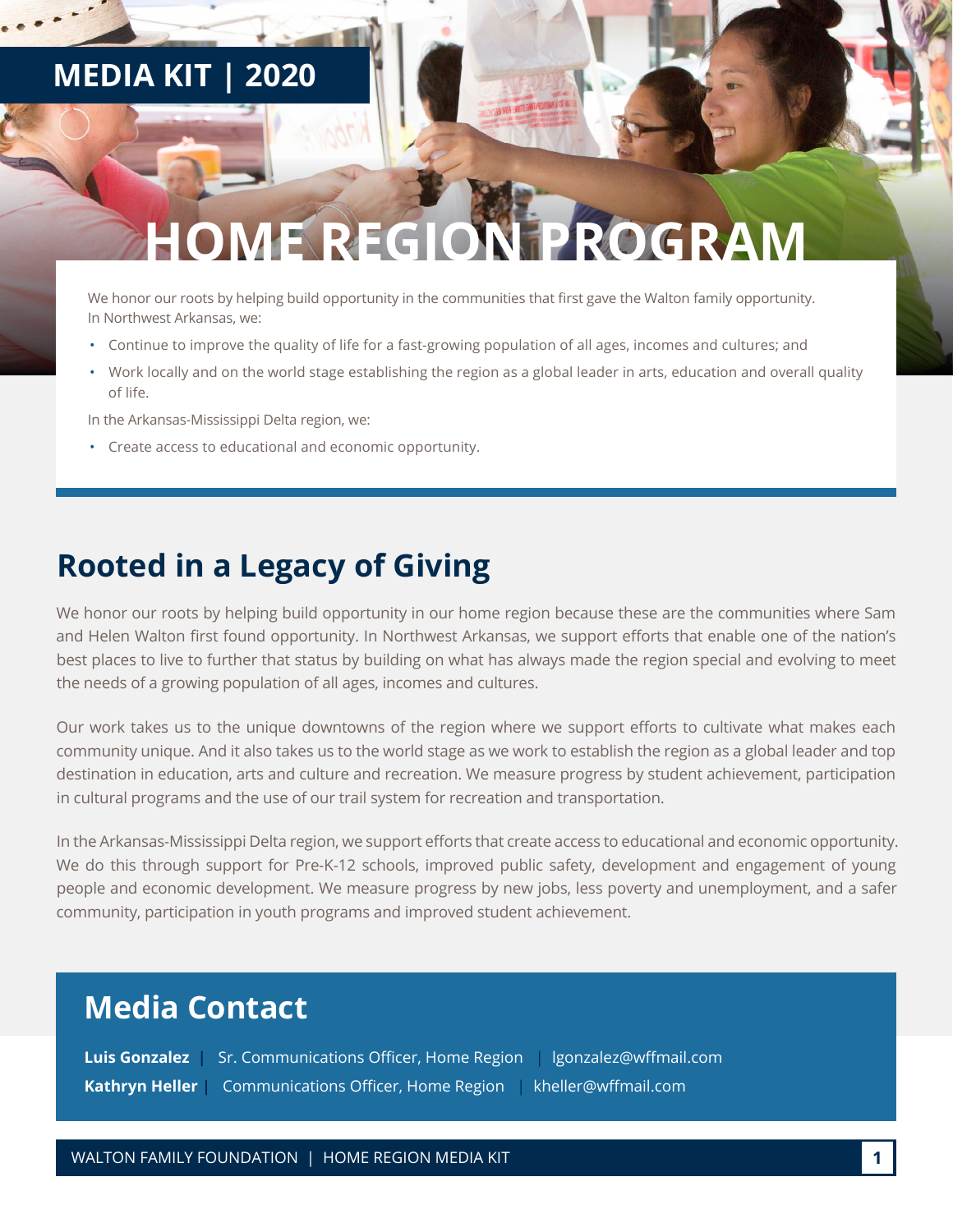MEDIA KIT | 2020

# HOME REGION PROGRAM

We honor our roots by helping build opportunity in the communities that first gave the Walton family opportunity. In Northwest Arkansas, we:

- Continue to improve the quality of life for a fast-growing population of all ages, incomes and cultures; and
- Work locally and on the world stage establishing the region as a global leader in arts, education and overall quality of life.

In the Arkansas-Mississippi Delta region, we:

- Create access to educational and economic opportunity.

## Rooted in a Legacy of Giving

We honor our roots by helping build opportunity in our home region because these are the communities where Sam and Helen Walton first found opportunity. In Northwest Arkansas, we support efforts that enable one of the nation's best places to live to further that status by building on what has always made the region special and evolving to meet the needs of a growing population of all ages, incomes and cultures.

Our work takes us to the unique downtowns of the region where we support efforts to cultivate what makes each community unique. And it also takes us to the world stage as we work to establish the region as a global leader and top destination in education, arts and culture and recreation. We measure progress by student achievement, participation in cultural programs and the use of our trail system for recreation and transportation.

In the Arkansas-Mississippi Delta region, we support efforts that create access to educational and economic opportunity. We do this through support for Pre-K-12 schools, improved public safety, development and engagement of young people and economic development. We measure progress by new jobs, less poverty and unemployment, and a safer community, participation in youth programs and improved student achievement.

## Media Contact

**Luis Gonzalez** | Sr. Communications Officer, Home Region | lgonzalez@wffmail.com

**Kathryn Heller** | Communications Officer, Home Region | kheller@wffmail.com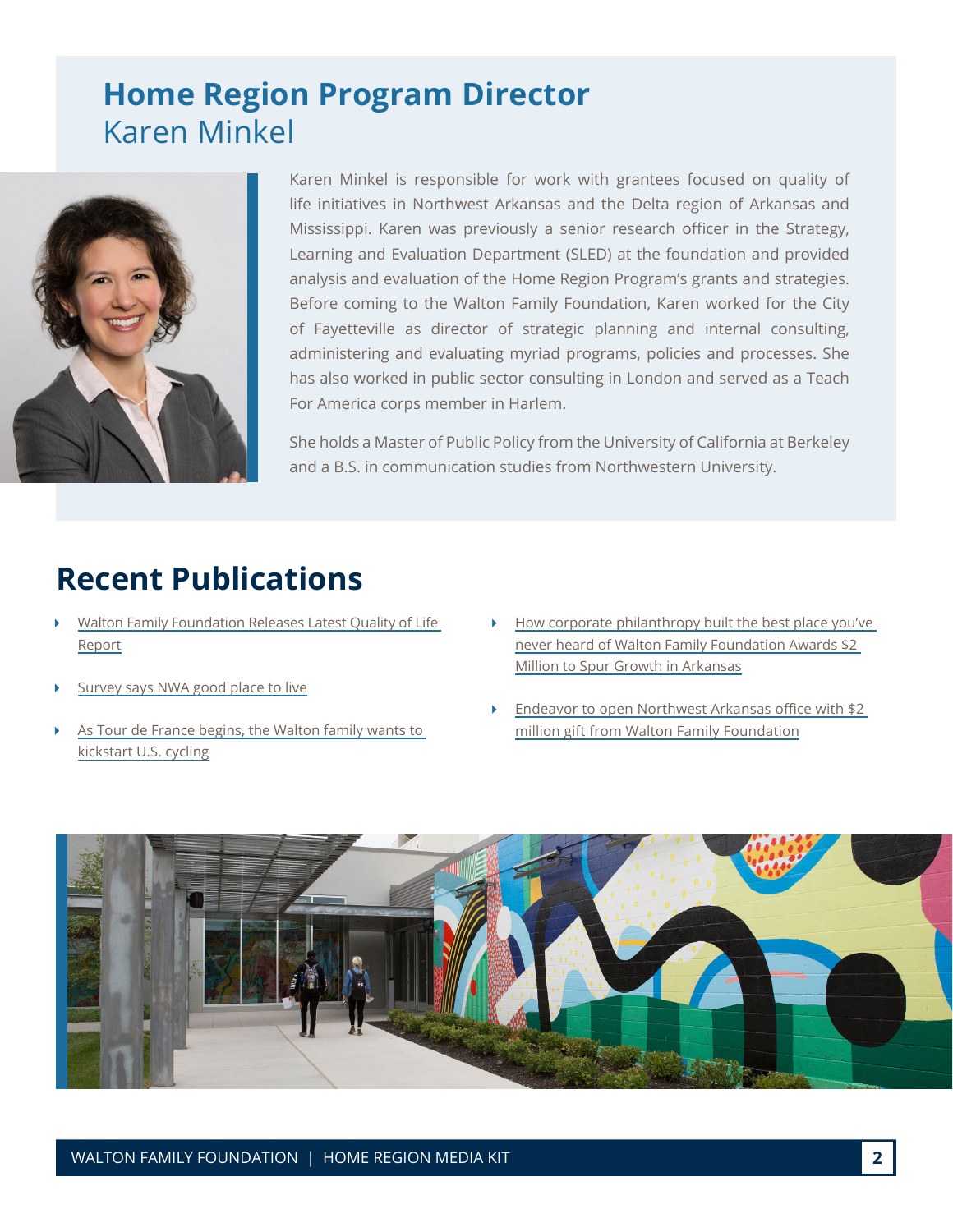# Home Region Program Director
## Karen Minkel

Karen Minkel is responsible for work with grantees focused on quality of life initiatives in Northwest Arkansas and the Delta region of Arkansas and Mississippi. Karen was previously a senior research officer in the Strategy, Learning and Evaluation Department (SLED) at the foundation and provided analysis and evaluation of the Home Region Program's grants and strategies. Before coming to the Walton Family Foundation, Karen worked for the City of Fayetteville as director of strategic planning and internal consulting, administering and evaluating myriad programs, policies and processes. She has also worked in public sector consulting in London and served as a Teach For America corps member in Harlem.

She holds a Master of Public Policy from the University of California at Berkeley and a B.S. in communication studies from Northwestern University.

# Recent Publications

- Walton Family Foundation Releases Latest Quality of Life Report
- Survey says NWA good place to live
- As Tour de France begins, the Walton family wants to kickstart U.S. cycling
- How corporate philanthropy built the best place you've never heard of Walton Family Foundation Awards $2 Million to Spur Growth in Arkansas
- Endeavor to open Northwest Arkansas office with $2 million gift from Walton Family Foundation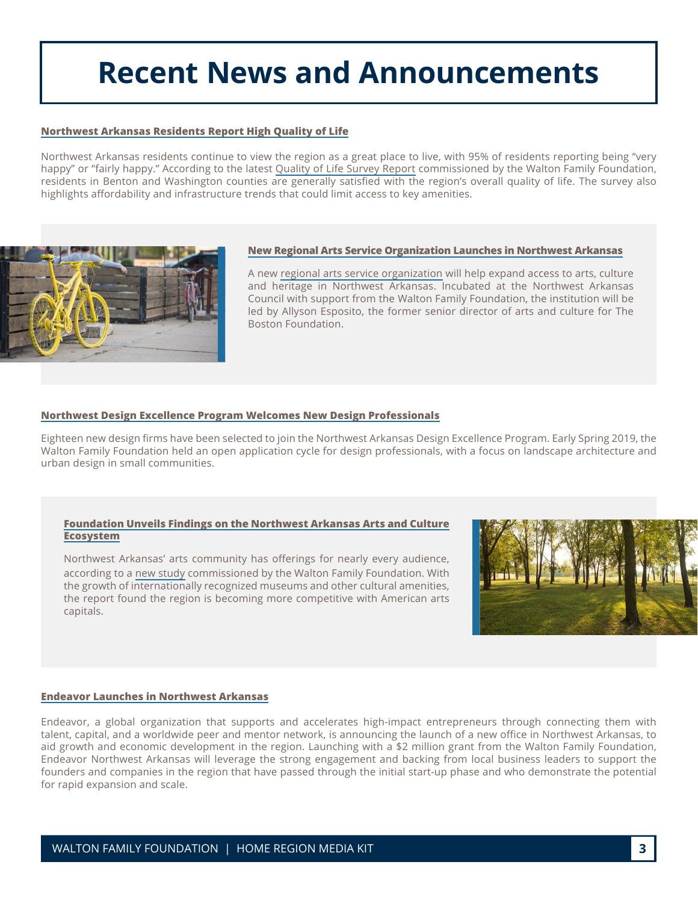# Recent News and Announcements

### Northwest Arkansas Residents Report High Quality of Life

Northwest Arkansas residents continue to view the region as a great place to live, with 95% of residents reporting being "very happy" or "fairly happy." According to the latest Quality of Life Survey Report commissioned by the Walton Family Foundation, residents in Benton and Washington counties are generally satisfied with the region's overall quality of life. The survey also highlights affordability and infrastructure trends that could limit access to key amenities.

### New Regional Arts Service Organization Launches in Northwest Arkansas

A new regional arts service organization will help expand access to arts, culture and heritage in Northwest Arkansas. Incubated at the Northwest Arkansas Council with support from the Walton Family Foundation, the institution will be led by Allyson Esposito, the former senior director of arts and culture for The Boston Foundation.

### Northwest Design Excellence Program Welcomes New Design Professionals

Eighteen new design firms have been selected to join the Northwest Arkansas Design Excellence Program. Early Spring 2019, the Walton Family Foundation held an open application cycle for design professionals, with a focus on landscape architecture and urban design in small communities.

### Foundation Unveils Findings on the Northwest Arkansas Arts and Culture Ecosystem

Northwest Arkansas' arts community has offerings for nearly every audience, according to a new study commissioned by the Walton Family Foundation. With the growth of internationally recognized museums and other cultural amenities, the report found the region is becoming more competitive with American arts capitals.

### Endeavor Launches in Northwest Arkansas

Endeavor, a global organization that supports and accelerates high-impact entrepreneurs through connecting them with talent, capital, and a worldwide peer and mentor network, is announcing the launch of a new office in Northwest Arkansas, to aid growth and economic development in the region. Launching with a $2 million grant from the Walton Family Foundation, Endeavor Northwest Arkansas will leverage the strong engagement and backing from local business leaders to support the founders and companies in the region that have passed through the initial start-up phase and who demonstrate the potential for rapid expansion and scale.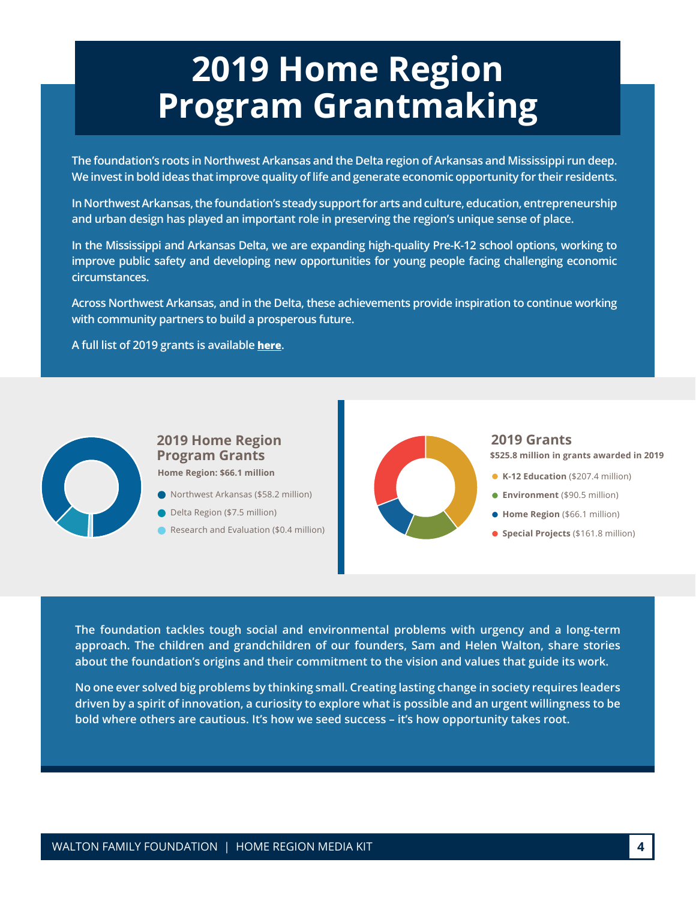# 2019 Home Region Program Grantmaking

The foundation's roots in Northwest Arkansas and the Delta region of Arkansas and Mississippi run deep. We invest in bold ideas that improve quality of life and generate economic opportunity for their residents.

In Northwest Arkansas, the foundation's steady support for arts and culture, education, entrepreneurship and urban design has played an important role in preserving the region's unique sense of place.

In the Mississippi and Arkansas Delta, we are expanding high-quality Pre-K-12 school options, working to improve public safety and developing new opportunities for young people facing challenging economic circumstances.

Across Northwest Arkansas, and in the Delta, these achievements provide inspiration to continue working with community partners to build a prosperous future.

A full list of 2019 grants is available **here**.

## 2019 Home Region Program Grants

**Home Region: $66.1 million**

- Northwest Arkansas ($58.2 million)
- Delta Region ($7.5 million)
- Research and Evaluation ($0.4 million)

## 2019 Grants

**$525.8 million in grants awarded in 2019**

- **K-12 Education** ($207.4 million)
- **Environment** ($90.5 million)
- **Home Region** ($66.1 million)
- **Special Projects** ($161.8 million)

The foundation tackles tough social and environmental problems with urgency and a long-term approach. The children and grandchildren of our founders, Sam and Helen Walton, share stories about the foundation's origins and their commitment to the vision and values that guide its work.

No one ever solved big problems by thinking small. Creating lasting change in society requires leaders driven by a spirit of innovation, a curiosity to explore what is possible and an urgent willingness to be bold where others are cautious. It's how we seed success – it's how opportunity takes root.